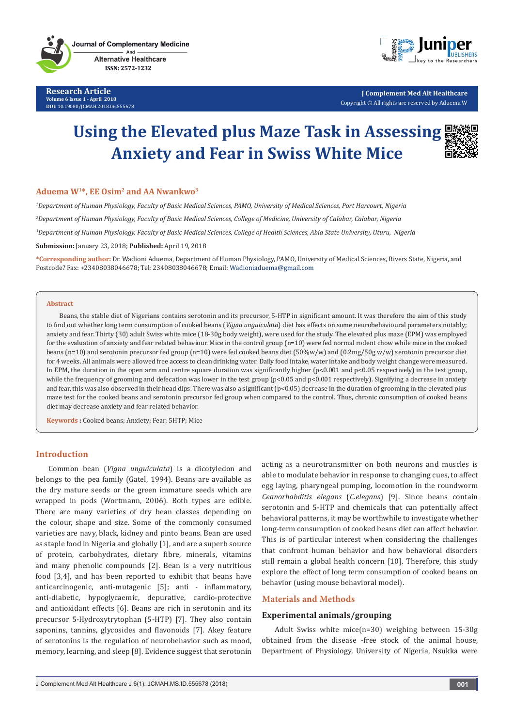Research Article
Volume 6 Issue 1 - April 2018
DOI: 10.19080/JCMAH.2018.06.555678

J Complement Med Alt Healthcare
Copyright © All rights are reserved by Aduema W

# Using the Elevated plus Maze Task in Assessing Anxiety and Fear in Swiss White Mice

**Aduema W[1]*, EE Osim[2] and AA Nwankwo[3]**

[1]*Department of Human Physiology, Faculty of Basic Medical Sciences, PAMO, University of Medical Sciences, Port Harcourt, Nigeria*

[2]*Department of Human Physiology, Faculty of Basic Medical Sciences, College of Medicine, University of Calabar, Calabar, Nigeria*

[3]*Department of Human Physiology, Faculty of Basic Medical Sciences, College of Health Sciences, Abia State University, Uturu, Nigeria*

**Submission:** January 23, 2018; **Published:** April 19, 2018

**\*Corresponding author:** Dr. Wadioni Aduema, Department of Human Physiology, PAMO, University of Medical Sciences, Rivers State, Nigeria, and Postcode? Fax: +23408038046678; Tel: 23408038046678; Email: Wadioniaduema@gmail.com

## Abstract

Beans, the stable diet of Nigerians contains serotonin and its precursor, 5-HTP in significant amount. It was therefore the aim of this study to find out whether long term consumption of cooked beans (*Vigna unguiculata*) diet has effects on some neurobehavioural parameters notably; anxiety and fear. Thirty (30) adult Swiss white mice (18-30g body weight), were used for the study. The elevated plus maze (EPM) was employed for the evaluation of anxiety and fear related behaviour. Mice in the control group (n=10) were fed normal rodent chow while mice in the cooked beans (n=10) and serotonin precursor fed group (n=10) were fed cooked beans diet (50%w/w) and (0.2mg/50g w/w) serotonin precursor diet for 4 weeks. All animals were allowed free access to clean drinking water. Daily food intake, water intake and body weight change were measured. In EPM, the duration in the open arm and centre square duration was significantly higher ($p<0.001$ and $p<0.05$ respectively) in the test group, while the frequency of grooming and defecation was lower in the test group ($p<0.05$ and $p<0.001$ respectively). Signifying a decrease in anxiety and fear, this was also observed in their head dips. There was also a significant ($p<0.05$) decrease in the duration of grooming in the elevated plus maze test for the cooked beans and serotonin precursor fed group when compared to the control. Thus, chronic consumption of cooked beans diet may decrease anxiety and fear related behavior.

**Keywords :** Cooked beans; Anxiety; Fear; 5HTP; Mice

## Introduction

Common bean (*Vigna unguiculata*) is a dicotyledon and belongs to the pea family (Gatel, 1994). Beans are available as the dry mature seeds or the green immature seeds which are wrapped in pods (Wortmann, 2006). Both types are edible. There are many varieties of dry bean classes depending on the colour, shape and size. Some of the commonly consumed varieties are navy, black, kidney and pinto beans. Bean are used as staple food in Nigeria and globally [1], and are a superb source of protein, carbohydrates, dietary fibre, minerals, vitamins and many phenolic compounds [2]. Bean is a very nutritious food [3,4], and has been reported to exhibit that beans have anticarcinogenic, anti-mutagenic [5]; anti - inflammatory, anti-diabetic, hypoglycaemic, depurative, cardio-protective and antioxidant effects [6]. Beans are rich in serotonin and its precursor 5-Hydroxytrytophan (5-HTP) [7]. They also contain saponins, tannins, glycosides and flavonoids [7]. Akey feature of serotonins is the regulation of neurobehavior such as mood, memory, learning, and sleep [8]. Evidence suggest that serotonin acting as a neurotransmitter on both neurons and muscles is able to modulate behavior in response to changing cues, to affect egg laying, pharyngeal pumping, locomotion in the roundworm *Ceanorhabditis elegans* (*C.elegans*) [9]. Since beans contain serotonin and 5-HTP and chemicals that can potentially affect behavioral patterns, it may be worthwhile to investigate whether long-term consumption of cooked beans diet can affect behavior. This is of particular interest when considering the challenges that confront human behavior and how behavioral disorders still remain a global health concern [10]. Therefore, this study explore the effect of long term consumption of cooked beans on behavior (using mouse behavioral model).

## Materials and Methods

### Experimental animals/grouping

Adult Swiss white mice(n=30) weighing between 15-30g obtained from the disease -free stock of the animal house, Department of Physiology, University of Nigeria, Nsukka were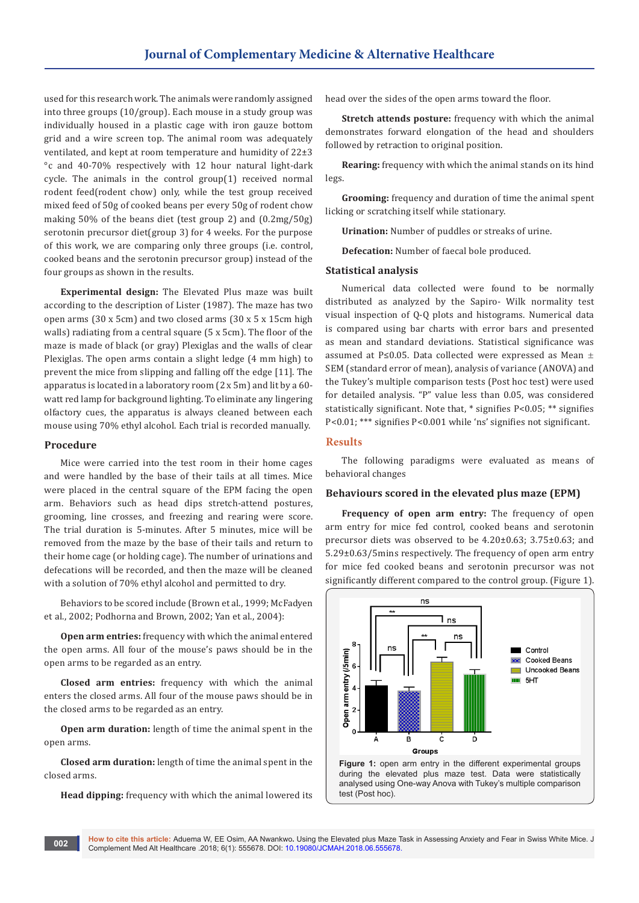used for this research work. The animals were randomly assigned into three groups (10/group). Each mouse in a study group was individually housed in a plastic cage with iron gauze bottom grid and a wire screen top. The animal room was adequately ventilated, and kept at room temperature and humidity of 22±3 °c and 40-70% respectively with 12 hour natural light-dark cycle. The animals in the control group(1) received normal rodent feed(rodent chow) only, while the test group received mixed feed of 50g of cooked beans per every 50g of rodent chow making 50% of the beans diet (test group 2) and (0.2mg/50g) serotonin precursor diet(group 3) for 4 weeks. For the purpose of this work, we are comparing only three groups (i.e. control, cooked beans and the serotonin precursor group) instead of the four groups as shown in the results.

**Experimental design:** The Elevated Plus maze was built according to the description of Lister (1987). The maze has two open arms (30 x 5cm) and two closed arms (30 x 5 x 15cm high walls) radiating from a central square (5 x 5cm). The floor of the maze is made of black (or gray) Plexiglas and the walls of clear Plexiglas. The open arms contain a slight ledge (4 mm high) to prevent the mice from slipping and falling off the edge [11]. The apparatus is located in a laboratory room (2 x 5m) and lit by a 60-watt red lamp for background lighting. To eliminate any lingering olfactory cues, the apparatus is always cleaned between each mouse using 70% ethyl alcohol. Each trial is recorded manually.

## Procedure

Mice were carried into the test room in their home cages and were handled by the base of their tails at all times. Mice were placed in the central square of the EPM facing the open arm. Behaviors such as head dips stretch-attend postures, grooming, line crosses, and freezing and rearing were score. The trial duration is 5-minutes. After 5 minutes, mice will be removed from the maze by the base of their tails and return to their home cage (or holding cage). The number of urinations and defecations will be recorded, and then the maze will be cleaned with a solution of 70% ethyl alcohol and permitted to dry.

Behaviors to be scored include (Brown et al., 1999; McFadyen et al., 2002; Podhorna and Brown, 2002; Yan et al., 2004):

**Open arm entries:** frequency with which the animal entered the open arms. All four of the mouse's paws should be in the open arms to be regarded as an entry.

**Closed arm entries:** frequency with which the animal enters the closed arms. All four of the mouse paws should be in the closed arms to be regarded as an entry.

**Open arm duration:** length of time the animal spent in the open arms.

**Closed arm duration:** length of time the animal spent in the closed arms.

**Head dipping:** frequency with which the animal lowered its head over the sides of the open arms toward the floor.

**Stretch attends posture:** frequency with which the animal demonstrates forward elongation of the head and shoulders followed by retraction to original position.

**Rearing:** frequency with which the animal stands on its hind legs.

**Grooming:** frequency and duration of time the animal spent licking or scratching itself while stationary.

**Urination:** Number of puddles or streaks of urine.

**Defecation:** Number of faecal bole produced.

## Statistical analysis

Numerical data collected were found to be normally distributed as analyzed by the Sapiro- Wilk normality test visual inspection of Q-Q plots and histograms. Numerical data is compared using bar charts with error bars and presented as mean and standard deviations. Statistical significance was assumed at P≤0.05. Data collected were expressed as Mean ± SEM (standard error of mean), analysis of variance (ANOVA) and the Tukey's multiple comparison tests (Post hoc test) were used for detailed analysis. "P" value less than 0.05, was considered statistically significant. Note that, * signifies P<0.05; ** signifies P<0.01; *** signifies P<0.001 while 'ns' signifies not significant.

# Results

The following paradigms were evaluated as means of behavioral changes

## Behaviours scored in the elevated plus maze (EPM)

**Frequency of open arm entry:** The frequency of open arm entry for mice fed control, cooked beans and serotonin precursor diets was observed to be 4.20±0.63; 3.75±0.63; and 5.29±0.63/5mins respectively. The frequency of open arm entry for mice fed cooked beans and serotonin precursor was not significantly different compared to the control group. (Figure 1).

**Figure 1:** open arm entry in the different experimental groups during the elevated plus maze test. Data were statistically analysed using One-way Anova with Tukey's multiple comparison test (Post hoc).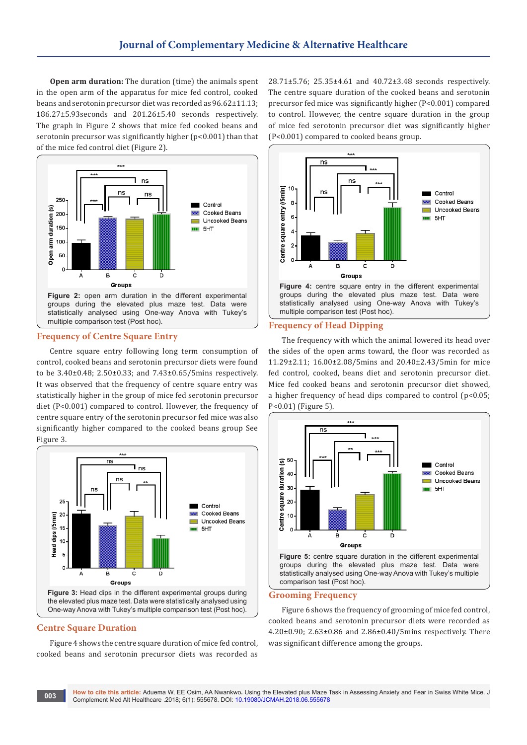**Open arm duration:** The duration (time) the animals spent in the open arm of the apparatus for mice fed control, cooked beans and serotonin precursor diet was recorded as 96.62±11.13; 186.27±5.93seconds and 201.26±5.40 seconds respectively. The graph in Figure 2 shows that mice fed cooked beans and serotonin precursor was significantly higher (p<0.001) than that of the mice fed control diet (Figure 2).

**Figure 2:** open arm duration in the different experimental groups during the elevated plus maze test. Data were statistically analysed using One-way Anova with Tukey's multiple comparison test (Post hoc).

## Frequency of Centre Square Entry

Centre square entry following long term consumption of control, cooked beans and serotonin precursor diets were found to be 3.40±0.48; 2.50±0.33; and 7.43±0.65/5mins respectively. It was observed that the frequency of centre square entry was statistically higher in the group of mice fed serotonin precursor diet (P<0.001) compared to control. However, the frequency of centre square entry of the serotonin precursor fed mice was also significantly higher compared to the cooked beans group See Figure 3.

**Figure 3:** Head dips in the different experimental groups during the elevated plus maze test. Data were statistically analysed using One-way Anova with Tukey's multiple comparison test (Post hoc).

## Centre Square Duration

Figure 4 shows the centre square duration of mice fed control, cooked beans and serotonin precursor diets was recorded as 28.71±5.76; 25.35±4.61 and 40.72±3.48 seconds respectively. The centre square duration of the cooked beans and serotonin precursor fed mice was significantly higher (P<0.001) compared to control. However, the centre square duration in the group of mice fed serotonin precursor diet was significantly higher (P<0.001) compared to cooked beans group.

**Figure 4:** centre square entry in the different experimental groups during the elevated plus maze test. Data were statistically analysed using One-way Anova with Tukey's multiple comparison test (Post hoc).

## Frequency of Head Dipping

The frequency with which the animal lowered its head over the sides of the open arms toward, the floor was recorded as 11.29±2.11; 16.00±2.08/5mins and 20.40±2.43/5min for mice fed control, cooked, beans diet and serotonin precursor diet. Mice fed cooked beans and serotonin precursor diet showed, a higher frequency of head dips compared to control (p<0.05; P<0.01) (Figure 5).

**Figure 5:** centre square duration in the different experimental groups during the elevated plus maze test. Data were statistically analysed using One-way Anova with Tukey's multiple comparison test (Post hoc).

## Grooming Frequency

Figure 6 shows the frequency of grooming of mice fed control, cooked beans and serotonin precursor diets were recorded as 4.20±0.90; 2.63±0.86 and 2.86±0.40/5mins respectively. There was significant difference among the groups.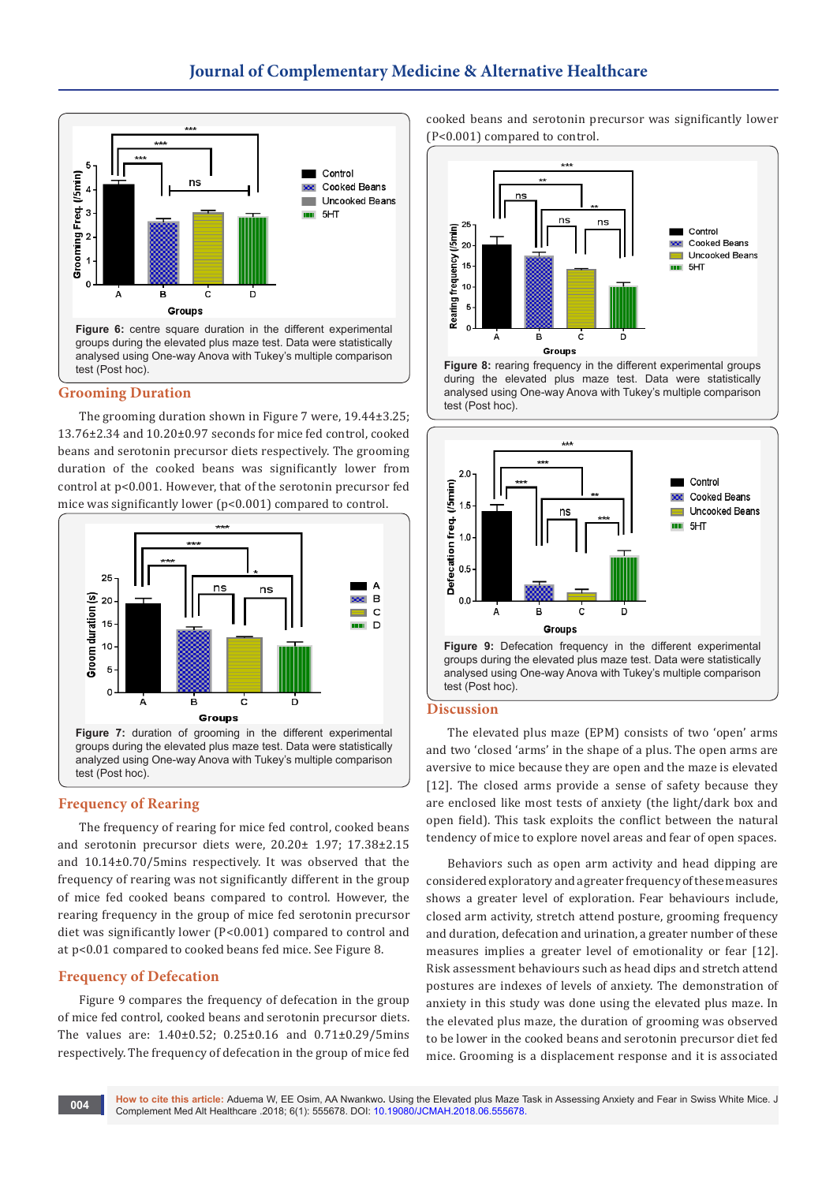**Figure 6:** centre square duration in the different experimental groups during the elevated plus maze test. Data were statistically analysed using One-way Anova with Tukey's multiple comparison test (Post hoc).

## Grooming Duration

The grooming duration shown in Figure 7 were, 19.44±3.25; 13.76±2.34 and 10.20±0.97 seconds for mice fed control, cooked beans and serotonin precursor diets respectively. The grooming duration of the cooked beans was significantly lower from control at p<0.001. However, that of the serotonin precursor fed mice was significantly lower (p<0.001) compared to control.

**Figure 7:** duration of grooming in the different experimental groups during the elevated plus maze test. Data were statistically analyzed using One-way Anova with Tukey's multiple comparison test (Post hoc).

## Frequency of Rearing

The frequency of rearing for mice fed control, cooked beans and serotonin precursor diets were, 20.20± 1.97; 17.38±2.15 and 10.14±0.70/5mins respectively. It was observed that the frequency of rearing was not significantly different in the group of mice fed cooked beans compared to control. However, the rearing frequency in the group of mice fed serotonin precursor diet was significantly lower (P<0.001) compared to control and at p<0.01 compared to cooked beans fed mice. See Figure 8.

## Frequency of Defecation

Figure 9 compares the frequency of defecation in the group of mice fed control, cooked beans and serotonin precursor diets. The values are: 1.40±0.52; 0.25±0.16 and 0.71±0.29/5mins respectively. The frequency of defecation in the group of mice fed cooked beans and serotonin precursor was significantly lower (P<0.001) compared to control.

**Figure 8:** rearing frequency in the different experimental groups during the elevated plus maze test. Data were statistically analysed using One-way Anova with Tukey's multiple comparison test (Post hoc).

**Figure 9:** Defecation frequency in the different experimental groups during the elevated plus maze test. Data were statistically analysed using One-way Anova with Tukey's multiple comparison test (Post hoc).

## Discussion

The elevated plus maze (EPM) consists of two 'open' arms and two 'closed 'arms' in the shape of a plus. The open arms are aversive to mice because they are open and the maze is elevated [12]. The closed arms provide a sense of safety because they are enclosed like most tests of anxiety (the light/dark box and open field). This task exploits the conflict between the natural tendency of mice to explore novel areas and fear of open spaces.

Behaviors such as open arm activity and head dipping are considered exploratory and a greater frequency of these measures shows a greater level of exploration. Fear behaviours include, closed arm activity, stretch attend posture, grooming frequency and duration, defecation and urination, a greater number of these measures implies a greater level of emotionality or fear [12]. Risk assessment behaviours such as head dips and stretch attend postures are indexes of levels of anxiety. The demonstration of anxiety in this study was done using the elevated plus maze. In the elevated plus maze, the duration of grooming was observed to be lower in the cooked beans and serotonin precursor diet fed mice. Grooming is a displacement response and it is associated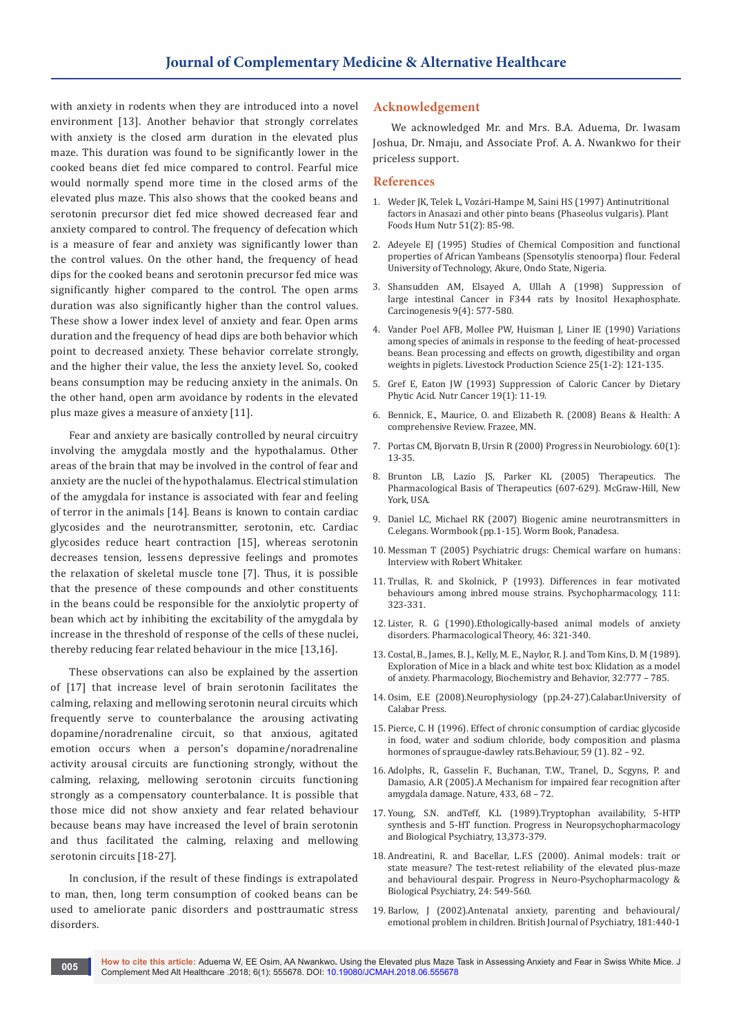with anxiety in rodents when they are introduced into a novel environment [13]. Another behavior that strongly correlates with anxiety is the closed arm duration in the elevated plus maze. This duration was found to be significantly lower in the cooked beans diet fed mice compared to control. Fearful mice would normally spend more time in the closed arms of the elevated plus maze. This also shows that the cooked beans and serotonin precursor diet fed mice showed decreased fear and anxiety compared to control. The frequency of defecation which is a measure of fear and anxiety was significantly lower than the control values. On the other hand, the frequency of head dips for the cooked beans and serotonin precursor fed mice was significantly higher compared to the control. The open arms duration was also significantly higher than the control values. These show a lower index level of anxiety and fear. Open arms duration and the frequency of head dips are both behavior which point to decreased anxiety. These behavior correlate strongly, and the higher their value, the less the anxiety level. So, cooked beans consumption may be reducing anxiety in the animals. On the other hand, open arm avoidance by rodents in the elevated plus maze gives a measure of anxiety [11].

Fear and anxiety are basically controlled by neural circuitry involving the amygdala mostly and the hypothalamus. Other areas of the brain that may be involved in the control of fear and anxiety are the nuclei of the hypothalamus. Electrical stimulation of the amygdala for instance is associated with fear and feeling of terror in the animals [14]. Beans is known to contain cardiac glycosides and the neurotransmitter, serotonin, etc. Cardiac glycosides reduce heart contraction [15], whereas serotonin decreases tension, lessens depressive feelings and promotes the relaxation of skeletal muscle tone [7]. Thus, it is possible that the presence of these compounds and other constituents in the beans could be responsible for the anxiolytic property of bean which act by inhibiting the excitability of the amygdala by increase in the threshold of response of the cells of these nuclei, thereby reducing fear related behaviour in the mice [13,16].

These observations can also be explained by the assertion of [17] that increase level of brain serotonin facilitates the calming, relaxing and mellowing serotonin neural circuits which frequently serve to counterbalance the arousing activating dopamine/noradrenaline circuit, so that anxious, agitated emotion occurs when a person's dopamine/noradrenaline activity arousal circuits are functioning strongly, without the calming, relaxing, mellowing serotonin circuits functioning strongly as a compensatory counterbalance. It is possible that those mice did not show anxiety and fear related behaviour because beans may have increased the level of brain serotonin and thus facilitated the calming, relaxing and mellowing serotonin circuits [18-27].

In conclusion, if the result of these findings is extrapolated to man, then, long term consumption of cooked beans can be used to ameliorate panic disorders and posttraumatic stress disorders.

## Acknowledgement

We acknowledged Mr. and Mrs. B.A. Aduema, Dr. Iwasam Joshua, Dr. Nmaju, and Associate Prof. A. A. Nwankwo for their priceless support.

## References

1. Weder JK, Telek L, Vozári-Hampe M, Saini HS (1997) Antinutritional factors in Anasazi and other pinto beans (Phaseolus vulgaris). Plant Foods Hum Nutr 51(2): 85-98.
2. Adeyele EJ (1995) Studies of Chemical Composition and functional properties of African Yambeans (Spensotylis stenoorpa) flour. Federal University of Technology, Akure, Ondo State, Nigeria.
3. Shansudden AM, Elsayed A, Ullah A (1998) Suppression of large intestinal Cancer in F344 rats by Inositol Hexaphosphate. Carcinogenesis 9(4): 577-580.
4. Vander Poel AFB, Mollee PW, Huisman J, Liner IE (1990) Variations among species of animals in response to the feeding of heat-processed beans. Bean processing and effects on growth, digestibility and organ weights in piglets. Livestock Production Science 25(1-2): 121-135.
5. Gref E, Eaton JW (1993) Suppression of Caloric Cancer by Dietary Phytic Acid. Nutr Cancer 19(1): 11-19.
6. Bennick, E., Maurice, O. and Elizabeth R. (2008) Beans & Health: A comprehensive Review. Frazee, MN.
7. Portas CM, Bjorvatn B, Ursin R (2000) Progress in Neurobiology. 60(1): 13-35.
8. Brunton LB, Lazio JS, Parker KL (2005) Therapeutics. The Pharmacological Basis of Therapeutics (607-629). McGraw-Hill, New York, USA.
9. Daniel LC, Michael RK (2007) Biogenic amine neurotransmitters in C.elegans. Wormbook (pp.1-15). Worm Book, Panadesa.
10. Messman T (2005) Psychiatric drugs: Chemical warfare on humans: Interview with Robert Whitaker.
11. Trullas, R. and Skolnick, P (1993). Differences in fear motivated behaviours among inbred mouse strains. Psychopharmacology, 111: 323-331.
12. Lister, R. G (1990).Ethologically-based animal models of anxiety disorders. Pharmacological Theory, 46: 321-340.
13. Costal, B., James, B. J., Kelly, M. E., Naylor, R. J. and Tom Kins, D. M (1989). Exploration of Mice in a black and white test box: Klidation as a model of anxiety. Pharmacology, Biochemistry and Behavior, 32:777 – 785.
14. Osim, E.E (2008).Neurophysiology (pp.24-27).Calabar.University of Calabar Press.
15. Pierce, C. H (1996). Effect of chronic consumption of cardiac glycoside in food, water and sodium chloride, body composition and plasma hormones of sprauge-dawley rats.Behaviour, 59 (1). 82 – 92.
16. Adolphs, R., Gasselin F., Buchanan, T.W., Tranel, D., Scgyns, P. and Damasio, A.R (2005).A Mechanism for impaired fear recognition after amygdala damage. Nature, 433, 68 – 72.
17. Young, S.N. andTeff, K.L (1989).Tryptophan availability, 5-HTP synthesis and 5-HT function. Progress in Neuropsychopharmacology and Biological Psychiatry, 13,373-379.
18. Andreatini, R. and Bacellar, L.F.S (2000). Animal models: trait or state measure? The test-retest reliability of the elevated plus-maze and behavioural despair. Progress in Neuro-Psychopharmacology & Biological Psychiatry, 24: 549-560.
19. Barlow, J (2002).Antenatal anxiety, parenting and behavioural/ emotional problem in children. British Journal of Psychiatry, 181:440-1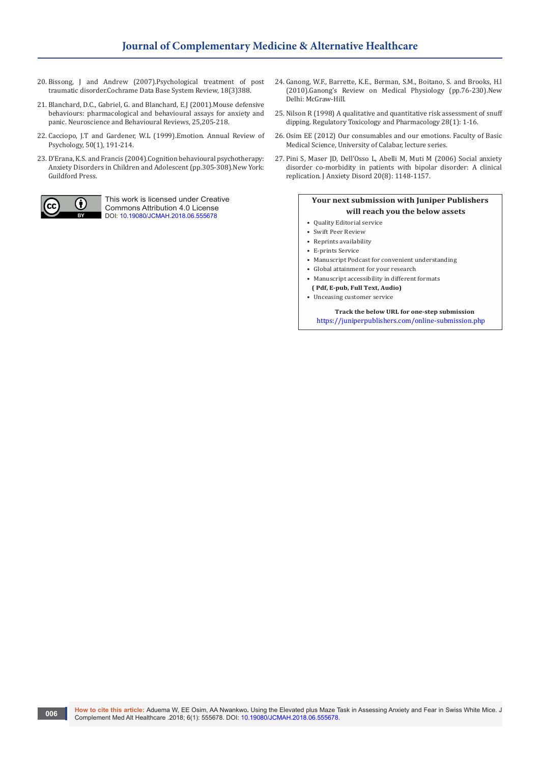20. Bissong, J and Andrew (2007).Psychological treatment of post traumatic disorder.Cochrame Data Base System Review, 18(3)388.

21. Blanchard, D.C., Gabriel, G. and Blanchard, E.J (2001).Mouse defensive behaviours: pharmacological and behavioural assays for anxiety and panic. Neuroscience and Behavioural Reviews, 25,205-218.

22. Cacciopo, J.T and Gardener, W.L (1999).Emotion. Annual Review of Psychology, 50(1), 191-214.

23. D'Erana, K.S. and Francis (2004).Cognition behavioural psychotherapy: Anxiety Disorders in Children and Adolescent (pp.305-308).New York: Guildford Press.

24. Ganong, W.F., Barrette, K.E., Berman, S.M., Boitano, S. and Brooks, H.l (2010).Ganong's Review on Medical Physiology (pp.76-230).New Delhi: McGraw-Hill.

25. Nilson R (1998) A qualitative and quantitative risk assessment of snuff dipping. Regulatory Toxicology and Pharmacology 28(1): 1-16.

26. Osim EE (2012) Our consumables and our emotions. Faculty of Basic Medical Science, University of Calabar, lecture series.

27. Pini S, Maser JD, Dell'Osso L, Abelli M, Muti M (2006) Social anxiety disorder co-morbidity in patients with bipolar disorder: A clinical replication. J Anxiety Disord 20(8): 1148-1157.

This work is licensed under Creative Commons Attribution 4.0 License
DOI: 10.19080/JCMAH.2018.06.555678

**Your next submission with Juniper Publishers will reach you the below assets**

- Quality Editorial service
- Swift Peer Review
- Reprints availability
- E-prints Service
- Manuscript Podcast for convenient understanding
- Global attainment for your research
- Manuscript accessibility in different formats
  **( Pdf, E-pub, Full Text, Audio)**
- Unceasing customer service

**Track the below URL for one-step submission**
https://juniperpublishers.com/online-submission.php

**How to cite this article:** Aduema W, EE Osim, AA Nwankwo. Using the Elevated plus Maze Task in Assessing Anxiety and Fear in Swiss White Mice. J Complement Med Alt Healthcare .2018; 6(1): 555678. DOI: 10.19080/JCMAH.2018.06.555678.